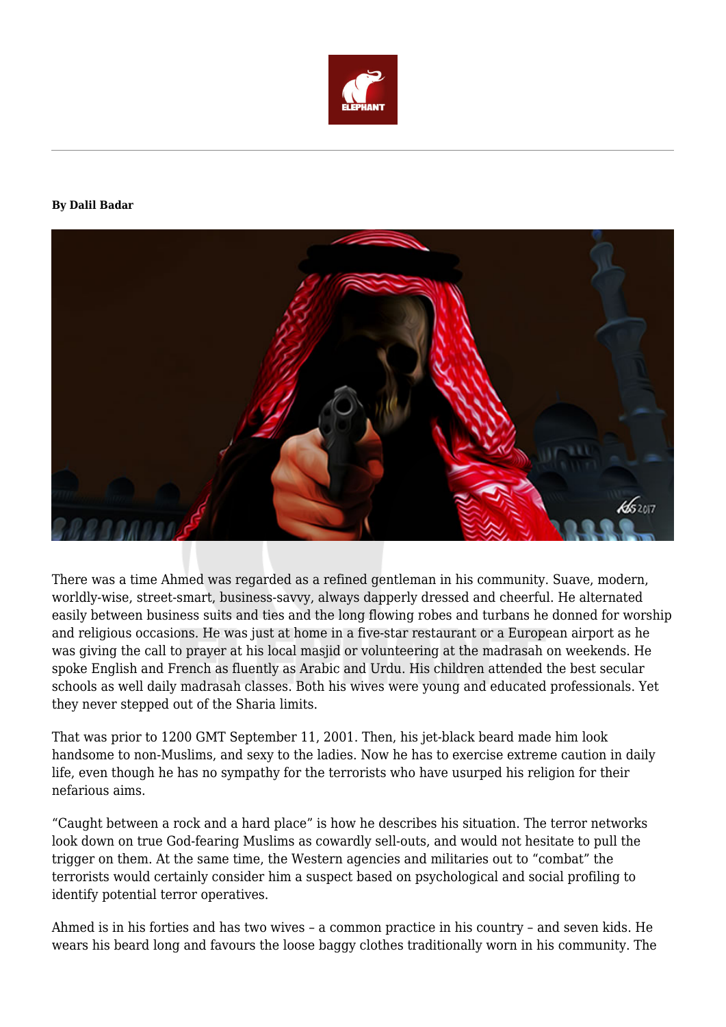**By Dalil Badar**

There was a time Ahmed was regarded as a refined gentleman in his community. Suave, modern, worldly-wise, street-smart, business-savvy, always dapperly dressed and cheerful. He alternated easily between business suits and ties and the long flowing robes and turbans he donned for worship and religious occasions. He was just at home in a five-star restaurant or a European airport as he was giving the call to prayer at his local masjid or volunteering at the madrasah on weekends. He spoke English and French as fluently as Arabic and Urdu. His children attended the best secular schools as well daily madrasah classes. Both his wives were young and educated professionals. Yet they never stepped out of the Sharia limits.

That was prior to 1200 GMT September 11, 2001. Then, his jet-black beard made him look handsome to non-Muslims, and sexy to the ladies. Now he has to exercise extreme caution in daily life, even though he has no sympathy for the terrorists who have usurped his religion for their nefarious aims.

"Caught between a rock and a hard place" is how he describes his situation. The terror networks look down on true God-fearing Muslims as cowardly sell-outs, and would not hesitate to pull the trigger on them. At the same time, the Western agencies and militaries out to "combat" the terrorists would certainly consider him a suspect based on psychological and social profiling to identify potential terror operatives.

Ahmed is in his forties and has two wives – a common practice in his country – and seven kids. He wears his beard long and favours the loose baggy clothes traditionally worn in his community. The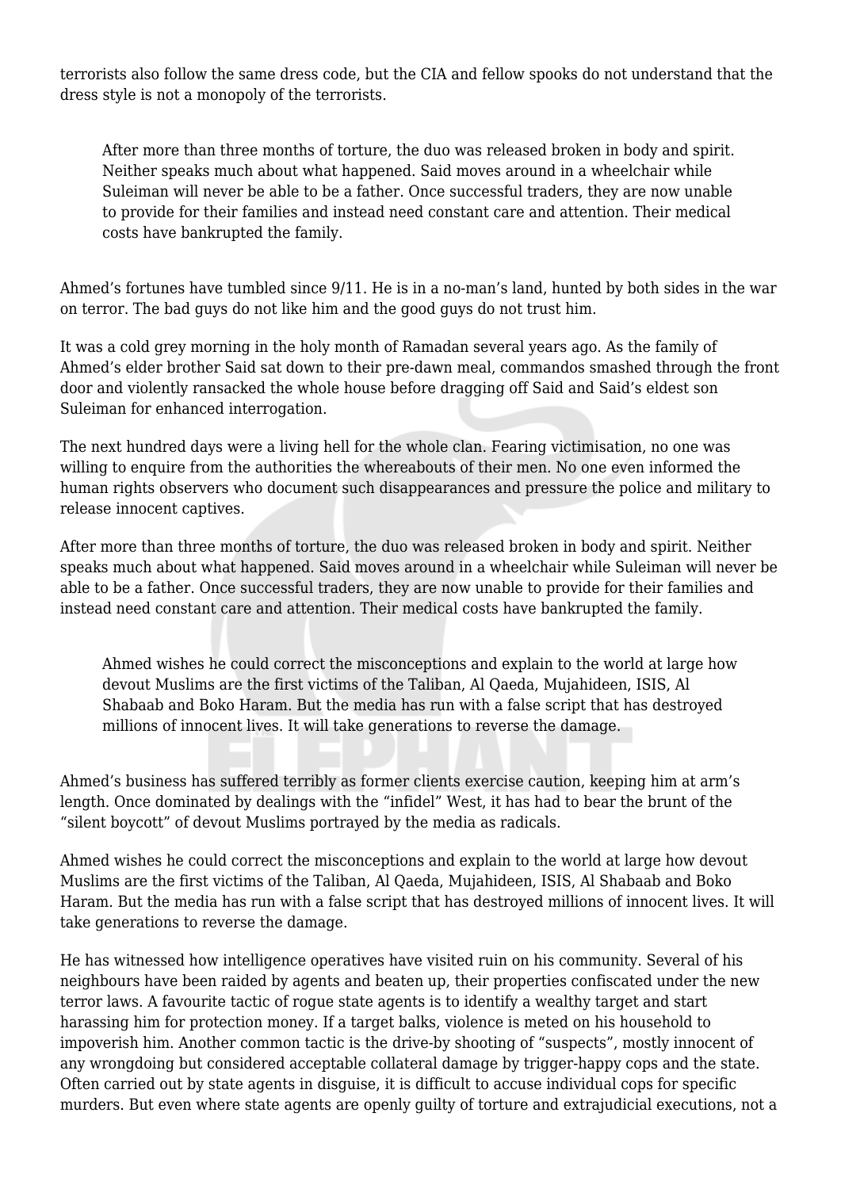terrorists also follow the same dress code, but the CIA and fellow spooks do not understand that the dress style is not a monopoly of the terrorists.

> After more than three months of torture, the duo was released broken in body and spirit. Neither speaks much about what happened. Said moves around in a wheelchair while Suleiman will never be able to be a father. Once successful traders, they are now unable to provide for their families and instead need constant care and attention. Their medical costs have bankrupted the family.

Ahmed's fortunes have tumbled since 9/11. He is in a no-man's land, hunted by both sides in the war on terror. The bad guys do not like him and the good guys do not trust him.

It was a cold grey morning in the holy month of Ramadan several years ago. As the family of Ahmed's elder brother Said sat down to their pre-dawn meal, commandos smashed through the front door and violently ransacked the whole house before dragging off Said and Said's eldest son Suleiman for enhanced interrogation.

The next hundred days were a living hell for the whole clan. Fearing victimisation, no one was willing to enquire from the authorities the whereabouts of their men. No one even informed the human rights observers who document such disappearances and pressure the police and military to release innocent captives.

After more than three months of torture, the duo was released broken in body and spirit. Neither speaks much about what happened. Said moves around in a wheelchair while Suleiman will never be able to be a father. Once successful traders, they are now unable to provide for their families and instead need constant care and attention. Their medical costs have bankrupted the family.

> Ahmed wishes he could correct the misconceptions and explain to the world at large how devout Muslims are the first victims of the Taliban, Al Qaeda, Mujahideen, ISIS, Al Shabaab and Boko Haram. But the media has run with a false script that has destroyed millions of innocent lives. It will take generations to reverse the damage.

Ahmed's business has suffered terribly as former clients exercise caution, keeping him at arm's length. Once dominated by dealings with the "infidel" West, it has had to bear the brunt of the "silent boycott" of devout Muslims portrayed by the media as radicals.

Ahmed wishes he could correct the misconceptions and explain to the world at large how devout Muslims are the first victims of the Taliban, Al Qaeda, Mujahideen, ISIS, Al Shabaab and Boko Haram. But the media has run with a false script that has destroyed millions of innocent lives. It will take generations to reverse the damage.

He has witnessed how intelligence operatives have visited ruin on his community. Several of his neighbours have been raided by agents and beaten up, their properties confiscated under the new terror laws. A favourite tactic of rogue state agents is to identify a wealthy target and start harassing him for protection money. If a target balks, violence is meted on his household to impoverish him. Another common tactic is the drive-by shooting of "suspects", mostly innocent of any wrongdoing but considered acceptable collateral damage by trigger-happy cops and the state. Often carried out by state agents in disguise, it is difficult to accuse individual cops for specific murders. But even where state agents are openly guilty of torture and extrajudicial executions, not a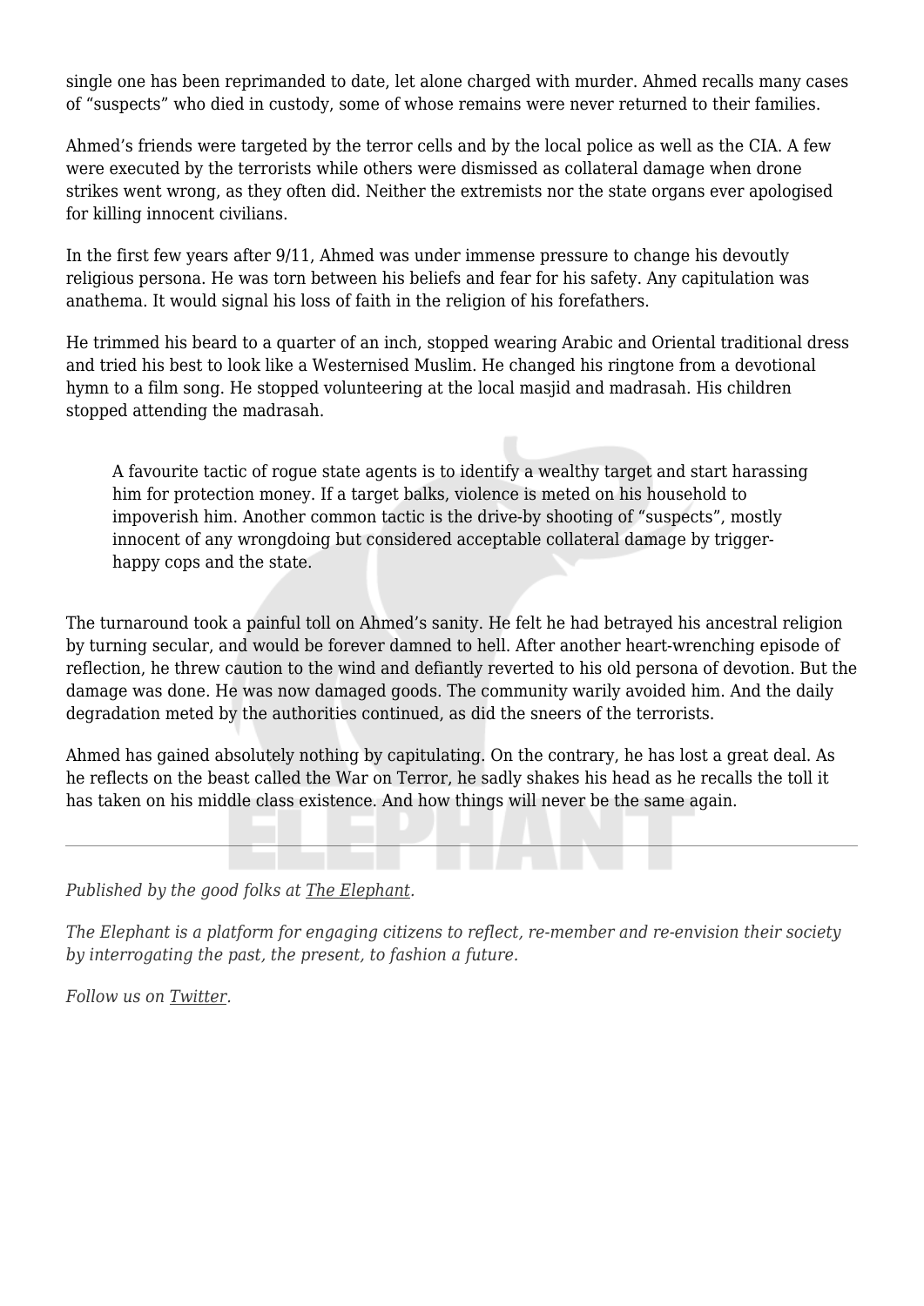single one has been reprimanded to date, let alone charged with murder. Ahmed recalls many cases of "suspects" who died in custody, some of whose remains were never returned to their families.

Ahmed's friends were targeted by the terror cells and by the local police as well as the CIA. A few were executed by the terrorists while others were dismissed as collateral damage when drone strikes went wrong, as they often did. Neither the extremists nor the state organs ever apologised for killing innocent civilians.

In the first few years after 9/11, Ahmed was under immense pressure to change his devoutly religious persona. He was torn between his beliefs and fear for his safety. Any capitulation was anathema. It would signal his loss of faith in the religion of his forefathers.

He trimmed his beard to a quarter of an inch, stopped wearing Arabic and Oriental traditional dress and tried his best to look like a Westernised Muslim. He changed his ringtone from a devotional hymn to a film song. He stopped volunteering at the local masjid and madrasah. His children stopped attending the madrasah.

> A favourite tactic of rogue state agents is to identify a wealthy target and start harassing him for protection money. If a target balks, violence is meted on his household to impoverish him. Another common tactic is the drive-by shooting of "suspects", mostly innocent of any wrongdoing but considered acceptable collateral damage by trigger-happy cops and the state.

The turnaround took a painful toll on Ahmed's sanity. He felt he had betrayed his ancestral religion by turning secular, and would be forever damned to hell. After another heart-wrenching episode of reflection, he threw caution to the wind and defiantly reverted to his old persona of devotion. But the damage was done. He was now damaged goods. The community warily avoided him. And the daily degradation meted by the authorities continued, as did the sneers of the terrorists.

Ahmed has gained absolutely nothing by capitulating. On the contrary, he has lost a great deal. As he reflects on the beast called the War on Terror, he sadly shakes his head as he recalls the toll it has taken on his middle class existence. And how things will never be the same again.

---

*Published by the good folks at The Elephant.*

*The Elephant is a platform for engaging citizens to reflect, re-member and re-envision their society by interrogating the past, the present, to fashion a future.*

*Follow us on Twitter.*